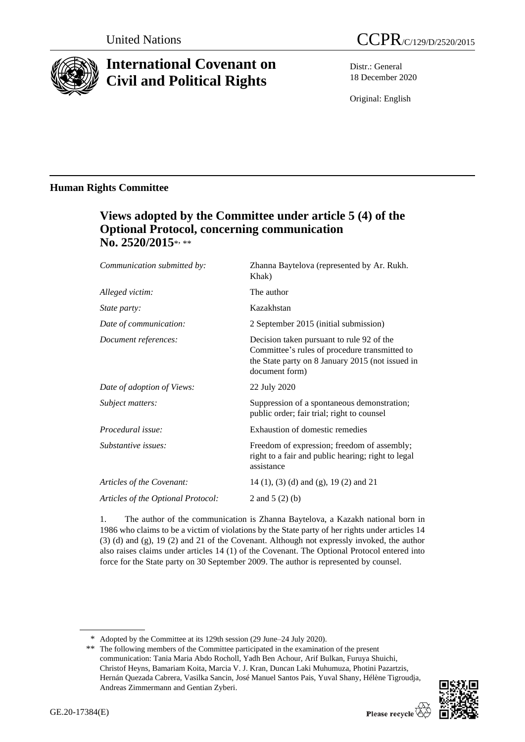United Nations

CCPR/C/129/D/2520/2015

# International Covenant on Civil and Political Rights

Distr.: General
18 December 2020

Original: English

## Human Rights Committee

### Views adopted by the Committee under article 5 (4) of the Optional Protocol, concerning communication No. 2520/2015*, **

| | |
|---|---|
| *Communication submitted by:* | Zhanna Baytelova (represented by Ar. Rukh. Khak) |
| *Alleged victim:* | The author |
| *State party:* | Kazakhstan |
| *Date of communication:* | 2 September 2015 (initial submission) |
| *Document references:* | Decision taken pursuant to rule 92 of the Committee's rules of procedure transmitted to the State party on 8 January 2015 (not issued in document form) |
| *Date of adoption of Views:* | 22 July 2020 |
| *Subject matters:* | Suppression of a spontaneous demonstration; public order; fair trial; right to counsel |
| *Procedural issue:* | Exhaustion of domestic remedies |
| *Substantive issues:* | Freedom of expression; freedom of assembly; right to a fair and public hearing; right to legal assistance |
| *Articles of the Covenant:* | 14 (1), (3) (d) and (g), 19 (2) and 21 |
| *Articles of the Optional Protocol:* | 2 and 5 (2) (b) |

1. The author of the communication is Zhanna Baytelova, a Kazakh national born in 1986 who claims to be a victim of violations by the State party of her rights under articles 14 (3) (d) and (g), 19 (2) and 21 of the Covenant. Although not expressly invoked, the author also raises claims under articles 14 (1) of the Covenant. The Optional Protocol entered into force for the State party on 30 September 2009. The author is represented by counsel.

\* Adopted by the Committee at its 129th session (29 June–24 July 2020).

\*\* The following members of the Committee participated in the examination of the present communication: Tania Maria Abdo Rocholl, Yadh Ben Achour, Arif Bulkan, Furuya Shuichi, Christof Heyns, Bamariam Koita, Marcia V. J. Kran, Duncan Laki Muhumuza, Photini Pazartzis, Hernán Quezada Cabrera, Vasilka Sancin, José Manuel Santos Pais, Yuval Shany, Hélène Tigroudja, Andreas Zimmermann and Gentian Zyberi.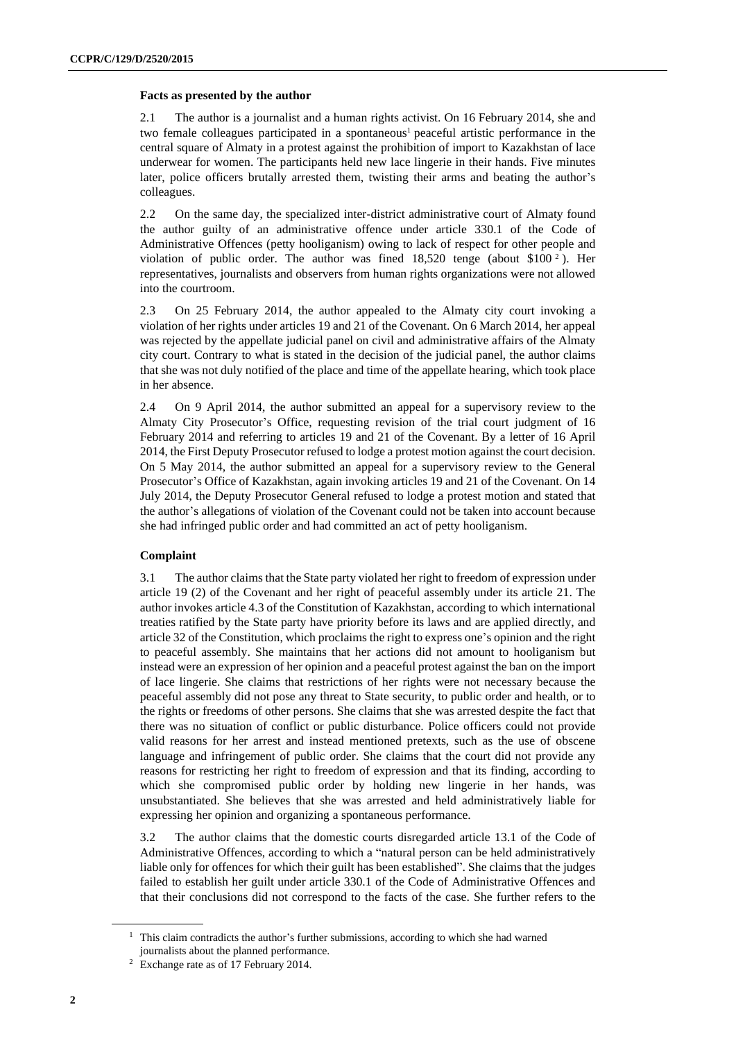### Facts as presented by the author

2.1 The author is a journalist and a human rights activist. On 16 February 2014, she and two female colleagues participated in a spontaneous[1] peaceful artistic performance in the central square of Almaty in a protest against the prohibition of import to Kazakhstan of lace underwear for women. The participants held new lace lingerie in their hands. Five minutes later, police officers brutally arrested them, twisting their arms and beating the author's colleagues.

2.2 On the same day, the specialized inter-district administrative court of Almaty found the author guilty of an administrative offence under article 330.1 of the Code of Administrative Offences (petty hooliganism) owing to lack of respect for other people and violation of public order. The author was fined 18,520 tenge (about \$100[2]). Her representatives, journalists and observers from human rights organizations were not allowed into the courtroom.

2.3 On 25 February 2014, the author appealed to the Almaty city court invoking a violation of her rights under articles 19 and 21 of the Covenant. On 6 March 2014, her appeal was rejected by the appellate judicial panel on civil and administrative affairs of the Almaty city court. Contrary to what is stated in the decision of the judicial panel, the author claims that she was not duly notified of the place and time of the appellate hearing, which took place in her absence.

2.4 On 9 April 2014, the author submitted an appeal for a supervisory review to the Almaty City Prosecutor's Office, requesting revision of the trial court judgment of 16 February 2014 and referring to articles 19 and 21 of the Covenant. By a letter of 16 April 2014, the First Deputy Prosecutor refused to lodge a protest motion against the court decision. On 5 May 2014, the author submitted an appeal for a supervisory review to the General Prosecutor's Office of Kazakhstan, again invoking articles 19 and 21 of the Covenant. On 14 July 2014, the Deputy Prosecutor General refused to lodge a protest motion and stated that the author's allegations of violation of the Covenant could not be taken into account because she had infringed public order and had committed an act of petty hooliganism.

### Complaint

3.1 The author claims that the State party violated her right to freedom of expression under article 19 (2) of the Covenant and her right of peaceful assembly under its article 21. The author invokes article 4.3 of the Constitution of Kazakhstan, according to which international treaties ratified by the State party have priority before its laws and are applied directly, and article 32 of the Constitution, which proclaims the right to express one's opinion and the right to peaceful assembly. She maintains that her actions did not amount to hooliganism but instead were an expression of her opinion and a peaceful protest against the ban on the import of lace lingerie. She claims that restrictions of her rights were not necessary because the peaceful assembly did not pose any threat to State security, to public order and health, or to the rights or freedoms of other persons. She claims that she was arrested despite the fact that there was no situation of conflict or public disturbance. Police officers could not provide valid reasons for her arrest and instead mentioned pretexts, such as the use of obscene language and infringement of public order. She claims that the court did not provide any reasons for restricting her right to freedom of expression and that its finding, according to which she compromised public order by holding new lingerie in her hands, was unsubstantiated. She believes that she was arrested and held administratively liable for expressing her opinion and organizing a spontaneous performance.

3.2 The author claims that the domestic courts disregarded article 13.1 of the Code of Administrative Offences, according to which a "natural person can be held administratively liable only for offences for which their guilt has been established". She claims that the judges failed to establish her guilt under article 330.1 of the Code of Administrative Offences and that their conclusions did not correspond to the facts of the case. She further refers to the

---

[1] This claim contradicts the author's further submissions, according to which she had warned journalists about the planned performance.

[2] Exchange rate as of 17 February 2014.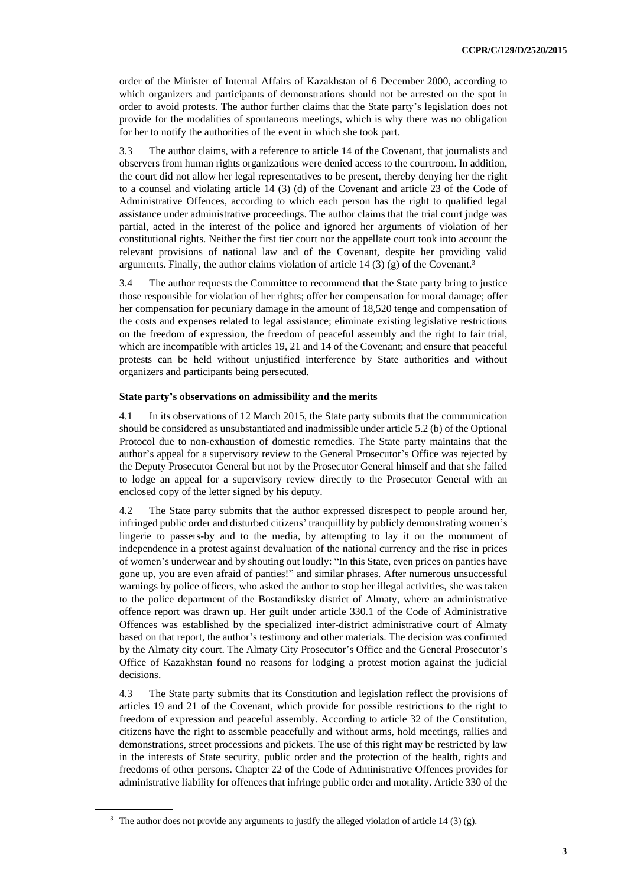order of the Minister of Internal Affairs of Kazakhstan of 6 December 2000, according to which organizers and participants of demonstrations should not be arrested on the spot in order to avoid protests. The author further claims that the State party's legislation does not provide for the modalities of spontaneous meetings, which is why there was no obligation for her to notify the authorities of the event in which she took part.

3.3 The author claims, with a reference to article 14 of the Covenant, that journalists and observers from human rights organizations were denied access to the courtroom. In addition, the court did not allow her legal representatives to be present, thereby denying her the right to a counsel and violating article 14 (3) (d) of the Covenant and article 23 of the Code of Administrative Offences, according to which each person has the right to qualified legal assistance under administrative proceedings. The author claims that the trial court judge was partial, acted in the interest of the police and ignored her arguments of violation of her constitutional rights. Neither the first tier court nor the appellate court took into account the relevant provisions of national law and of the Covenant, despite her providing valid arguments. Finally, the author claims violation of article 14 (3) (g) of the Covenant.[3]

3.4 The author requests the Committee to recommend that the State party bring to justice those responsible for violation of her rights; offer her compensation for moral damage; offer her compensation for pecuniary damage in the amount of 18,520 tenge and compensation of the costs and expenses related to legal assistance; eliminate existing legislative restrictions on the freedom of expression, the freedom of peaceful assembly and the right to fair trial, which are incompatible with articles 19, 21 and 14 of the Covenant; and ensure that peaceful protests can be held without unjustified interference by State authorities and without organizers and participants being persecuted.

### State party's observations on admissibility and the merits

4.1 In its observations of 12 March 2015, the State party submits that the communication should be considered as unsubstantiated and inadmissible under article 5.2 (b) of the Optional Protocol due to non-exhaustion of domestic remedies. The State party maintains that the author's appeal for a supervisory review to the General Prosecutor's Office was rejected by the Deputy Prosecutor General but not by the Prosecutor General himself and that she failed to lodge an appeal for a supervisory review directly to the Prosecutor General with an enclosed copy of the letter signed by his deputy.

4.2 The State party submits that the author expressed disrespect to people around her, infringed public order and disturbed citizens' tranquillity by publicly demonstrating women's lingerie to passers-by and to the media, by attempting to lay it on the monument of independence in a protest against devaluation of the national currency and the rise in prices of women's underwear and by shouting out loudly: "In this State, even prices on panties have gone up, you are even afraid of panties!" and similar phrases. After numerous unsuccessful warnings by police officers, who asked the author to stop her illegal activities, she was taken to the police department of the Bostandiksky district of Almaty, where an administrative offence report was drawn up. Her guilt under article 330.1 of the Code of Administrative Offences was established by the specialized inter-district administrative court of Almaty based on that report, the author's testimony and other materials. The decision was confirmed by the Almaty city court. The Almaty City Prosecutor's Office and the General Prosecutor's Office of Kazakhstan found no reasons for lodging a protest motion against the judicial decisions.

4.3 The State party submits that its Constitution and legislation reflect the provisions of articles 19 and 21 of the Covenant, which provide for possible restrictions to the right to freedom of expression and peaceful assembly. According to article 32 of the Constitution, citizens have the right to assemble peacefully and without arms, hold meetings, rallies and demonstrations, street processions and pickets. The use of this right may be restricted by law in the interests of State security, public order and the protection of the health, rights and freedoms of other persons. Chapter 22 of the Code of Administrative Offences provides for administrative liability for offences that infringe public order and morality. Article 330 of the

[3] The author does not provide any arguments to justify the alleged violation of article 14 (3) (g).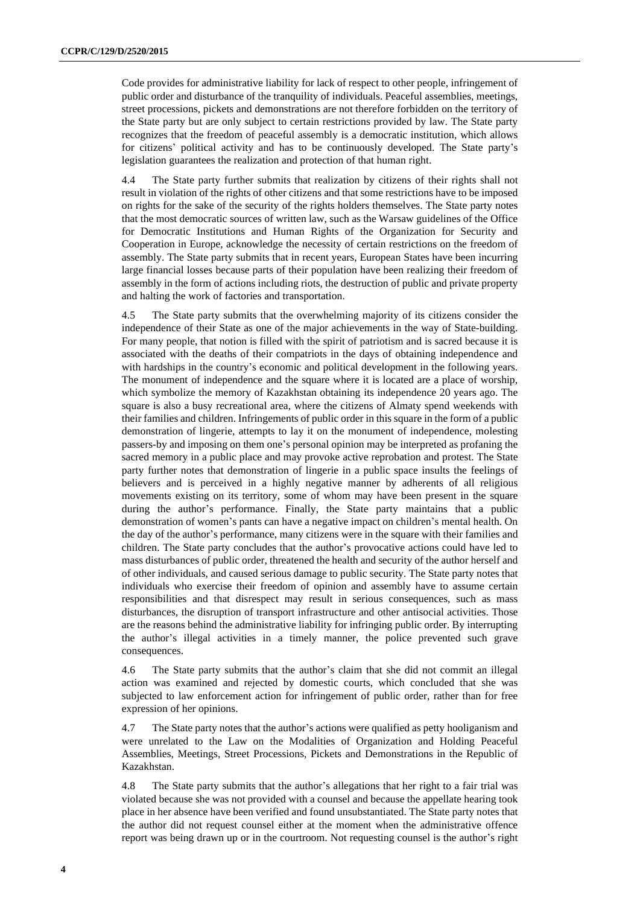Code provides for administrative liability for lack of respect to other people, infringement of public order and disturbance of the tranquility of individuals. Peaceful assemblies, meetings, street processions, pickets and demonstrations are not therefore forbidden on the territory of the State party but are only subject to certain restrictions provided by law. The State party recognizes that the freedom of peaceful assembly is a democratic institution, which allows for citizens' political activity and has to be continuously developed. The State party's legislation guarantees the realization and protection of that human right.

4.4 The State party further submits that realization by citizens of their rights shall not result in violation of the rights of other citizens and that some restrictions have to be imposed on rights for the sake of the security of the rights holders themselves. The State party notes that the most democratic sources of written law, such as the Warsaw guidelines of the Office for Democratic Institutions and Human Rights of the Organization for Security and Cooperation in Europe, acknowledge the necessity of certain restrictions on the freedom of assembly. The State party submits that in recent years, European States have been incurring large financial losses because parts of their population have been realizing their freedom of assembly in the form of actions including riots, the destruction of public and private property and halting the work of factories and transportation.

4.5 The State party submits that the overwhelming majority of its citizens consider the independence of their State as one of the major achievements in the way of State-building. For many people, that notion is filled with the spirit of patriotism and is sacred because it is associated with the deaths of their compatriots in the days of obtaining independence and with hardships in the country's economic and political development in the following years. The monument of independence and the square where it is located are a place of worship, which symbolize the memory of Kazakhstan obtaining its independence 20 years ago. The square is also a busy recreational area, where the citizens of Almaty spend weekends with their families and children. Infringements of public order in this square in the form of a public demonstration of lingerie, attempts to lay it on the monument of independence, molesting passers-by and imposing on them one's personal opinion may be interpreted as profaning the sacred memory in a public place and may provoke active reprobation and protest. The State party further notes that demonstration of lingerie in a public space insults the feelings of believers and is perceived in a highly negative manner by adherents of all religious movements existing on its territory, some of whom may have been present in the square during the author's performance. Finally, the State party maintains that a public demonstration of women's pants can have a negative impact on children's mental health. On the day of the author's performance, many citizens were in the square with their families and children. The State party concludes that the author's provocative actions could have led to mass disturbances of public order, threatened the health and security of the author herself and of other individuals, and caused serious damage to public security. The State party notes that individuals who exercise their freedom of opinion and assembly have to assume certain responsibilities and that disrespect may result in serious consequences, such as mass disturbances, the disruption of transport infrastructure and other antisocial activities. Those are the reasons behind the administrative liability for infringing public order. By interrupting the author's illegal activities in a timely manner, the police prevented such grave consequences.

4.6 The State party submits that the author's claim that she did not commit an illegal action was examined and rejected by domestic courts, which concluded that she was subjected to law enforcement action for infringement of public order, rather than for free expression of her opinions.

4.7 The State party notes that the author's actions were qualified as petty hooliganism and were unrelated to the Law on the Modalities of Organization and Holding Peaceful Assemblies, Meetings, Street Processions, Pickets and Demonstrations in the Republic of Kazakhstan.

4.8 The State party submits that the author's allegations that her right to a fair trial was violated because she was not provided with a counsel and because the appellate hearing took place in her absence have been verified and found unsubstantiated. The State party notes that the author did not request counsel either at the moment when the administrative offence report was being drawn up or in the courtroom. Not requesting counsel is the author's right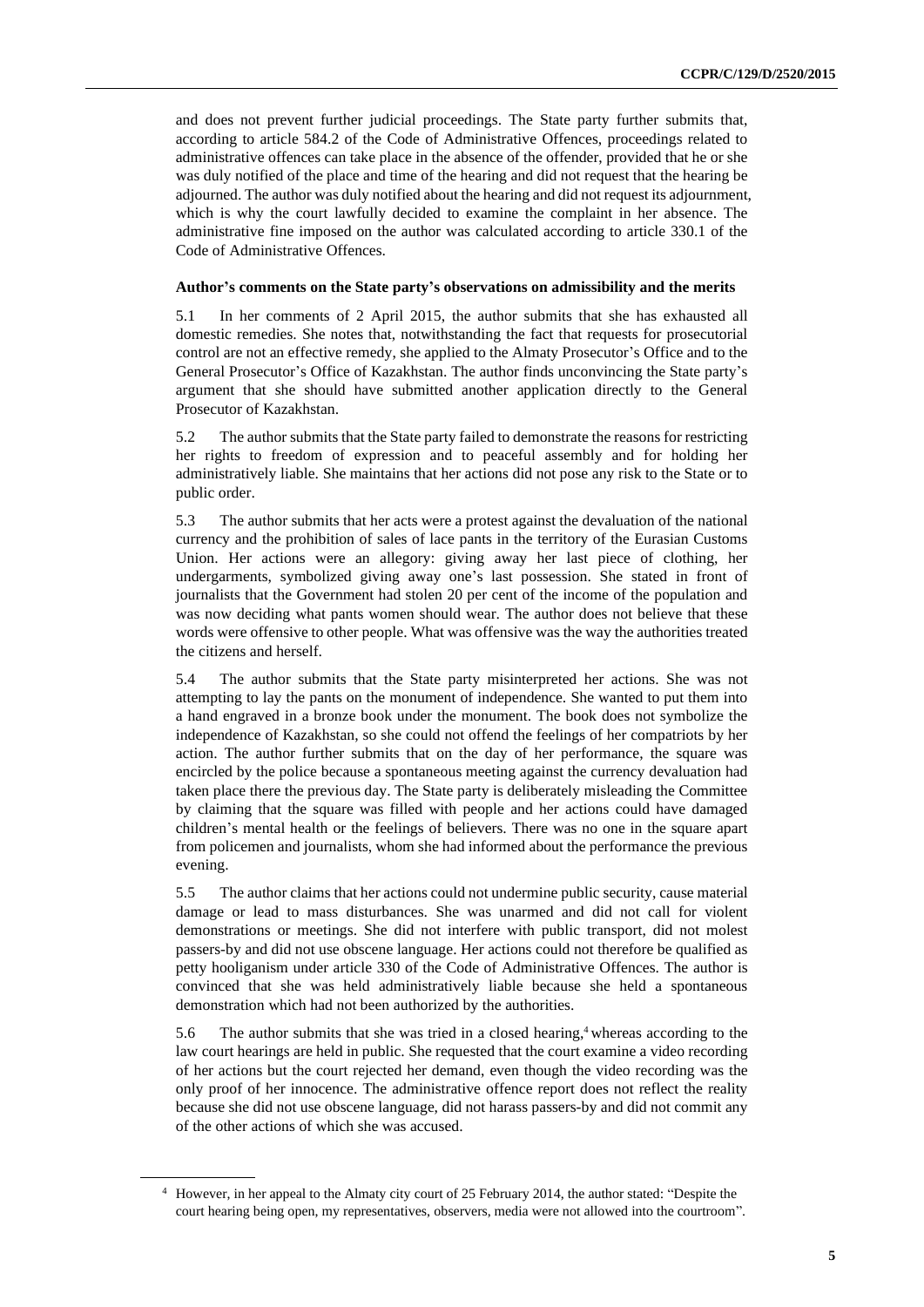and does not prevent further judicial proceedings. The State party further submits that, according to article 584.2 of the Code of Administrative Offences, proceedings related to administrative offences can take place in the absence of the offender, provided that he or she was duly notified of the place and time of the hearing and did not request that the hearing be adjourned. The author was duly notified about the hearing and did not request its adjournment, which is why the court lawfully decided to examine the complaint in her absence. The administrative fine imposed on the author was calculated according to article 330.1 of the Code of Administrative Offences.

**Author's comments on the State party's observations on admissibility and the merits**

5.1 In her comments of 2 April 2015, the author submits that she has exhausted all domestic remedies. She notes that, notwithstanding the fact that requests for prosecutorial control are not an effective remedy, she applied to the Almaty Prosecutor's Office and to the General Prosecutor's Office of Kazakhstan. The author finds unconvincing the State party's argument that she should have submitted another application directly to the General Prosecutor of Kazakhstan.

5.2 The author submits that the State party failed to demonstrate the reasons for restricting her rights to freedom of expression and to peaceful assembly and for holding her administratively liable. She maintains that her actions did not pose any risk to the State or to public order.

5.3 The author submits that her acts were a protest against the devaluation of the national currency and the prohibition of sales of lace pants in the territory of the Eurasian Customs Union. Her actions were an allegory: giving away her last piece of clothing, her undergarments, symbolized giving away one's last possession. She stated in front of journalists that the Government had stolen 20 per cent of the income of the population and was now deciding what pants women should wear. The author does not believe that these words were offensive to other people. What was offensive was the way the authorities treated the citizens and herself.

5.4 The author submits that the State party misinterpreted her actions. She was not attempting to lay the pants on the monument of independence. She wanted to put them into a hand engraved in a bronze book under the monument. The book does not symbolize the independence of Kazakhstan, so she could not offend the feelings of her compatriots by her action. The author further submits that on the day of her performance, the square was encircled by the police because a spontaneous meeting against the currency devaluation had taken place there the previous day. The State party is deliberately misleading the Committee by claiming that the square was filled with people and her actions could have damaged children's mental health or the feelings of believers. There was no one in the square apart from policemen and journalists, whom she had informed about the performance the previous evening.

5.5 The author claims that her actions could not undermine public security, cause material damage or lead to mass disturbances. She was unarmed and did not call for violent demonstrations or meetings. She did not interfere with public transport, did not molest passers-by and did not use obscene language. Her actions could not therefore be qualified as petty hooliganism under article 330 of the Code of Administrative Offences. The author is convinced that she was held administratively liable because she held a spontaneous demonstration which had not been authorized by the authorities.

5.6 The author submits that she was tried in a closed hearing,[4] whereas according to the law court hearings are held in public. She requested that the court examine a video recording of her actions but the court rejected her demand, even though the video recording was the only proof of her innocence. The administrative offence report does not reflect the reality because she did not use obscene language, did not harass passers-by and did not commit any of the other actions of which she was accused.

[4] However, in her appeal to the Almaty city court of 25 February 2014, the author stated: "Despite the court hearing being open, my representatives, observers, media were not allowed into the courtroom".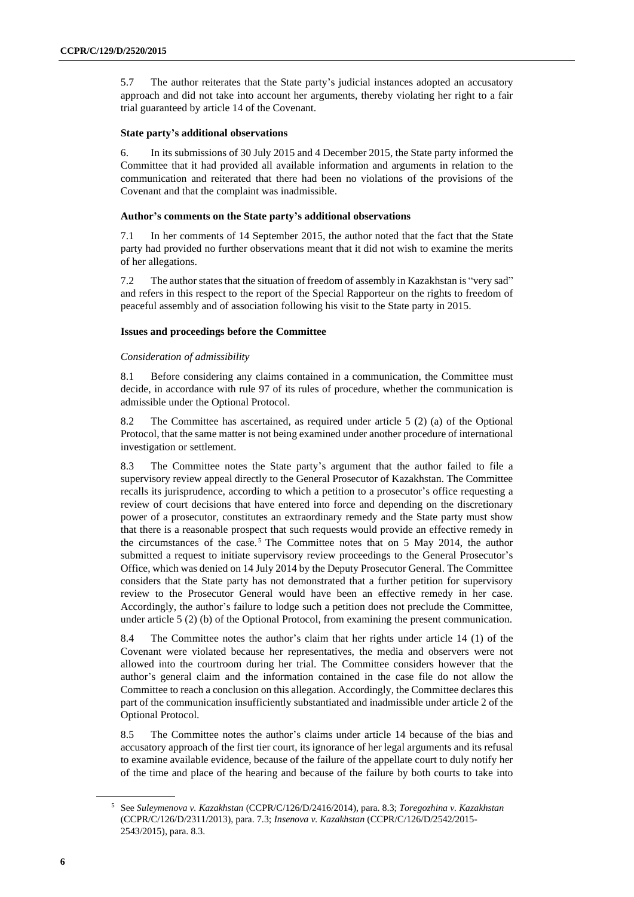5.7 The author reiterates that the State party's judicial instances adopted an accusatory approach and did not take into account her arguments, thereby violating her right to a fair trial guaranteed by article 14 of the Covenant.

### State party's additional observations

6. In its submissions of 30 July 2015 and 4 December 2015, the State party informed the Committee that it had provided all available information and arguments in relation to the communication and reiterated that there had been no violations of the provisions of the Covenant and that the complaint was inadmissible.

### Author's comments on the State party's additional observations

7.1 In her comments of 14 September 2015, the author noted that the fact that the State party had provided no further observations meant that it did not wish to examine the merits of her allegations.

7.2 The author states that the situation of freedom of assembly in Kazakhstan is "very sad" and refers in this respect to the report of the Special Rapporteur on the rights to freedom of peaceful assembly and of association following his visit to the State party in 2015.

### Issues and proceedings before the Committee

*Consideration of admissibility*

8.1 Before considering any claims contained in a communication, the Committee must decide, in accordance with rule 97 of its rules of procedure, whether the communication is admissible under the Optional Protocol.

8.2 The Committee has ascertained, as required under article 5 (2) (a) of the Optional Protocol, that the same matter is not being examined under another procedure of international investigation or settlement.

8.3 The Committee notes the State party's argument that the author failed to file a supervisory review appeal directly to the General Prosecutor of Kazakhstan. The Committee recalls its jurisprudence, according to which a petition to a prosecutor's office requesting a review of court decisions that have entered into force and depending on the discretionary power of a prosecutor, constitutes an extraordinary remedy and the State party must show that there is a reasonable prospect that such requests would provide an effective remedy in the circumstances of the case.[5] The Committee notes that on 5 May 2014, the author submitted a request to initiate supervisory review proceedings to the General Prosecutor's Office, which was denied on 14 July 2014 by the Deputy Prosecutor General. The Committee considers that the State party has not demonstrated that a further petition for supervisory review to the Prosecutor General would have been an effective remedy in her case. Accordingly, the author's failure to lodge such a petition does not preclude the Committee, under article 5 (2) (b) of the Optional Protocol, from examining the present communication.

8.4 The Committee notes the author's claim that her rights under article 14 (1) of the Covenant were violated because her representatives, the media and observers were not allowed into the courtroom during her trial. The Committee considers however that the author's general claim and the information contained in the case file do not allow the Committee to reach a conclusion on this allegation. Accordingly, the Committee declares this part of the communication insufficiently substantiated and inadmissible under article 2 of the Optional Protocol.

8.5 The Committee notes the author's claims under article 14 because of the bias and accusatory approach of the first tier court, its ignorance of her legal arguments and its refusal to examine available evidence, because of the failure of the appellate court to duly notify her of the time and place of the hearing and because of the failure by both courts to take into

[5] See *Suleymenova v. Kazakhstan* (CCPR/C/126/D/2416/2014), para. 8.3; *Toregozhina v. Kazakhstan* (CCPR/C/126/D/2311/2013), para. 7.3; *Insenova v. Kazakhstan* (CCPR/C/126/D/2542/2015-2543/2015), para. 8.3.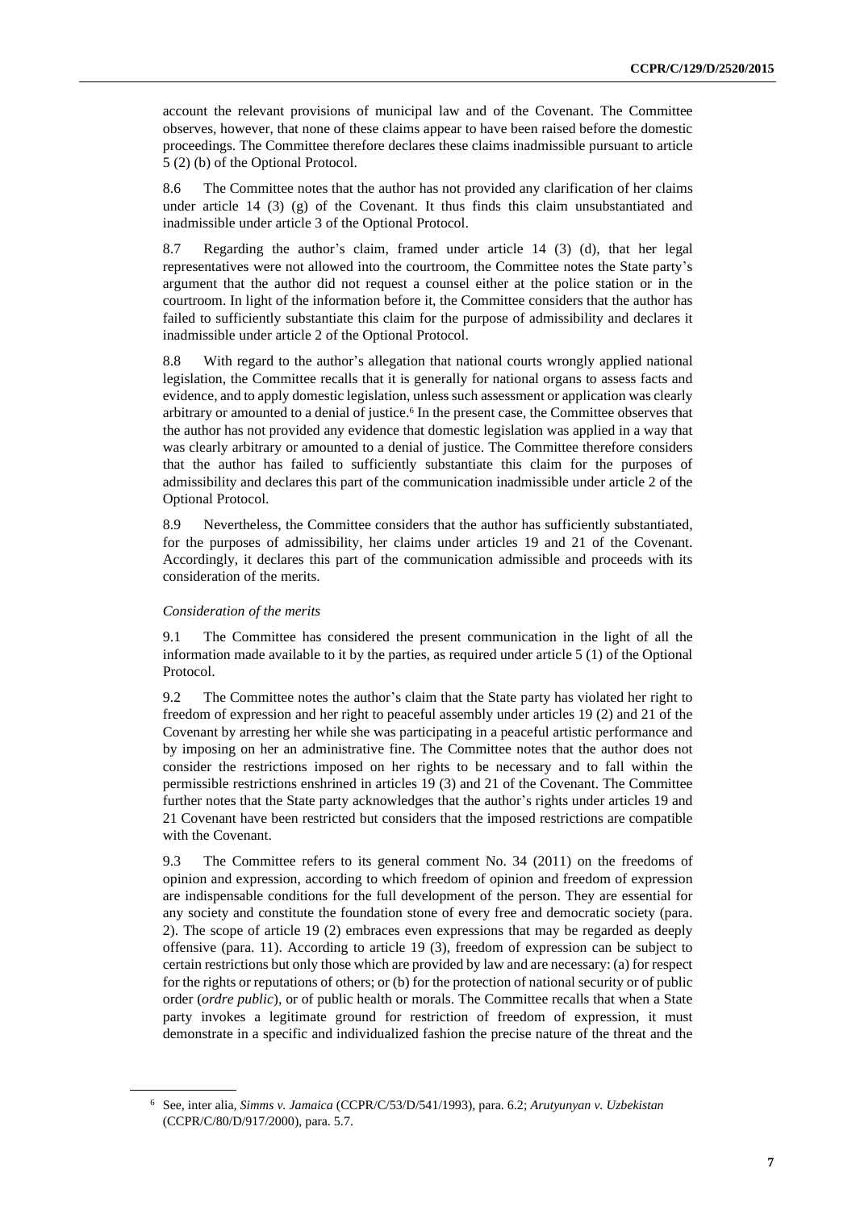account the relevant provisions of municipal law and of the Covenant. The Committee observes, however, that none of these claims appear to have been raised before the domestic proceedings. The Committee therefore declares these claims inadmissible pursuant to article 5 (2) (b) of the Optional Protocol.

8.6 The Committee notes that the author has not provided any clarification of her claims under article 14 (3) (g) of the Covenant. It thus finds this claim unsubstantiated and inadmissible under article 3 of the Optional Protocol.

8.7 Regarding the author's claim, framed under article 14 (3) (d), that her legal representatives were not allowed into the courtroom, the Committee notes the State party's argument that the author did not request a counsel either at the police station or in the courtroom. In light of the information before it, the Committee considers that the author has failed to sufficiently substantiate this claim for the purpose of admissibility and declares it inadmissible under article 2 of the Optional Protocol.

8.8 With regard to the author's allegation that national courts wrongly applied national legislation, the Committee recalls that it is generally for national organs to assess facts and evidence, and to apply domestic legislation, unless such assessment or application was clearly arbitrary or amounted to a denial of justice.[6] In the present case, the Committee observes that the author has not provided any evidence that domestic legislation was applied in a way that was clearly arbitrary or amounted to a denial of justice. The Committee therefore considers that the author has failed to sufficiently substantiate this claim for the purposes of admissibility and declares this part of the communication inadmissible under article 2 of the Optional Protocol.

8.9 Nevertheless, the Committee considers that the author has sufficiently substantiated, for the purposes of admissibility, her claims under articles 19 and 21 of the Covenant. Accordingly, it declares this part of the communication admissible and proceeds with its consideration of the merits.

*Consideration of the merits*

9.1 The Committee has considered the present communication in the light of all the information made available to it by the parties, as required under article 5 (1) of the Optional Protocol.

9.2 The Committee notes the author's claim that the State party has violated her right to freedom of expression and her right to peaceful assembly under articles 19 (2) and 21 of the Covenant by arresting her while she was participating in a peaceful artistic performance and by imposing on her an administrative fine. The Committee notes that the author does not consider the restrictions imposed on her rights to be necessary and to fall within the permissible restrictions enshrined in articles 19 (3) and 21 of the Covenant. The Committee further notes that the State party acknowledges that the author's rights under articles 19 and 21 Covenant have been restricted but considers that the imposed restrictions are compatible with the Covenant.

9.3 The Committee refers to its general comment No. 34 (2011) on the freedoms of opinion and expression, according to which freedom of opinion and freedom of expression are indispensable conditions for the full development of the person. They are essential for any society and constitute the foundation stone of every free and democratic society (para. 2). The scope of article 19 (2) embraces even expressions that may be regarded as deeply offensive (para. 11). According to article 19 (3), freedom of expression can be subject to certain restrictions but only those which are provided by law and are necessary: (a) for respect for the rights or reputations of others; or (b) for the protection of national security or of public order (*ordre public*), or of public health or morals. The Committee recalls that when a State party invokes a legitimate ground for restriction of freedom of expression, it must demonstrate in a specific and individualized fashion the precise nature of the threat and the

---

[6] See, inter alia, *Simms v. Jamaica* (CCPR/C/53/D/541/1993), para. 6.2; *Arutyunyan v. Uzbekistan* (CCPR/C/80/D/917/2000), para. 5.7.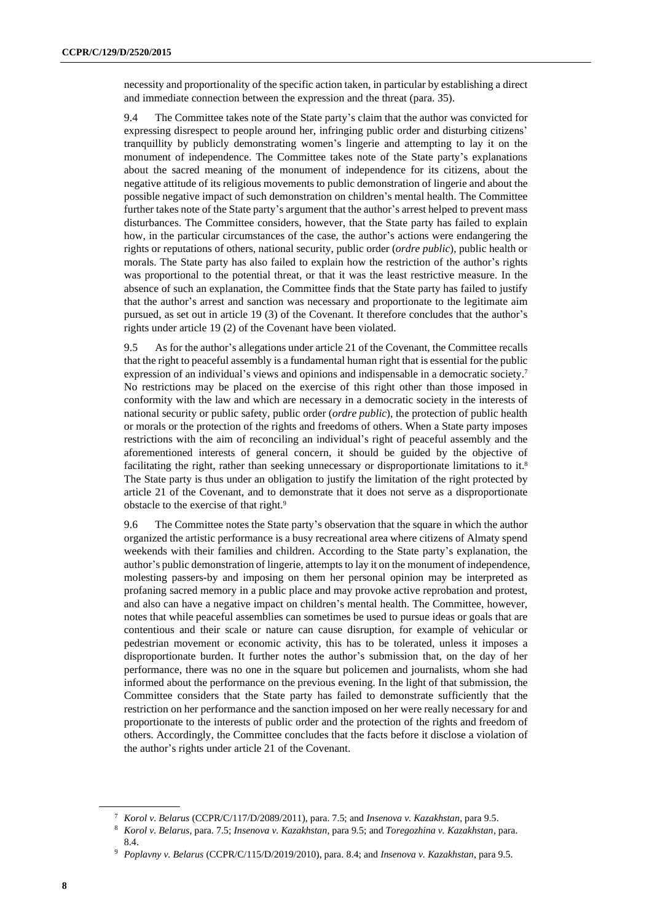necessity and proportionality of the specific action taken, in particular by establishing a direct and immediate connection between the expression and the threat (para. 35).

9.4 The Committee takes note of the State party's claim that the author was convicted for expressing disrespect to people around her, infringing public order and disturbing citizens' tranquillity by publicly demonstrating women's lingerie and attempting to lay it on the monument of independence. The Committee takes note of the State party's explanations about the sacred meaning of the monument of independence for its citizens, about the negative attitude of its religious movements to public demonstration of lingerie and about the possible negative impact of such demonstration on children's mental health. The Committee further takes note of the State party's argument that the author's arrest helped to prevent mass disturbances. The Committee considers, however, that the State party has failed to explain how, in the particular circumstances of the case, the author's actions were endangering the rights or reputations of others, national security, public order (*ordre public*), public health or morals. The State party has also failed to explain how the restriction of the author's rights was proportional to the potential threat, or that it was the least restrictive measure. In the absence of such an explanation, the Committee finds that the State party has failed to justify that the author's arrest and sanction was necessary and proportionate to the legitimate aim pursued, as set out in article 19 (3) of the Covenant. It therefore concludes that the author's rights under article 19 (2) of the Covenant have been violated.

9.5 As for the author's allegations under article 21 of the Covenant, the Committee recalls that the right to peaceful assembly is a fundamental human right that is essential for the public expression of an individual's views and opinions and indispensable in a democratic society.[7] No restrictions may be placed on the exercise of this right other than those imposed in conformity with the law and which are necessary in a democratic society in the interests of national security or public safety, public order (*ordre public*), the protection of public health or morals or the protection of the rights and freedoms of others. When a State party imposes restrictions with the aim of reconciling an individual's right of peaceful assembly and the aforementioned interests of general concern, it should be guided by the objective of facilitating the right, rather than seeking unnecessary or disproportionate limitations to it.[8] The State party is thus under an obligation to justify the limitation of the right protected by article 21 of the Covenant, and to demonstrate that it does not serve as a disproportionate obstacle to the exercise of that right.[9]

9.6 The Committee notes the State party's observation that the square in which the author organized the artistic performance is a busy recreational area where citizens of Almaty spend weekends with their families and children. According to the State party's explanation, the author's public demonstration of lingerie, attempts to lay it on the monument of independence, molesting passers-by and imposing on them her personal opinion may be interpreted as profaning sacred memory in a public place and may provoke active reprobation and protest, and also can have a negative impact on children's mental health. The Committee, however, notes that while peaceful assemblies can sometimes be used to pursue ideas or goals that are contentious and their scale or nature can cause disruption, for example of vehicular or pedestrian movement or economic activity, this has to be tolerated, unless it imposes a disproportionate burden. It further notes the author's submission that, on the day of her performance, there was no one in the square but policemen and journalists, whom she had informed about the performance on the previous evening. In the light of that submission, the Committee considers that the State party has failed to demonstrate sufficiently that the restriction on her performance and the sanction imposed on her were really necessary for and proportionate to the interests of public order and the protection of the rights and freedom of others. Accordingly, the Committee concludes that the facts before it disclose a violation of the author's rights under article 21 of the Covenant.

[7] *Korol v. Belarus* (CCPR/C/117/D/2089/2011), para. 7.5; and *Insenova v. Kazakhstan*, para 9.5.

[8] *Korol v. Belarus*, para. 7.5; *Insenova v. Kazakhstan*, para 9.5; and *Toregozhina v. Kazakhstan*, para. 8.4.

[9] *Poplavny v. Belarus* (CCPR/C/115/D/2019/2010), para. 8.4; and *Insenova v. Kazakhstan*, para 9.5.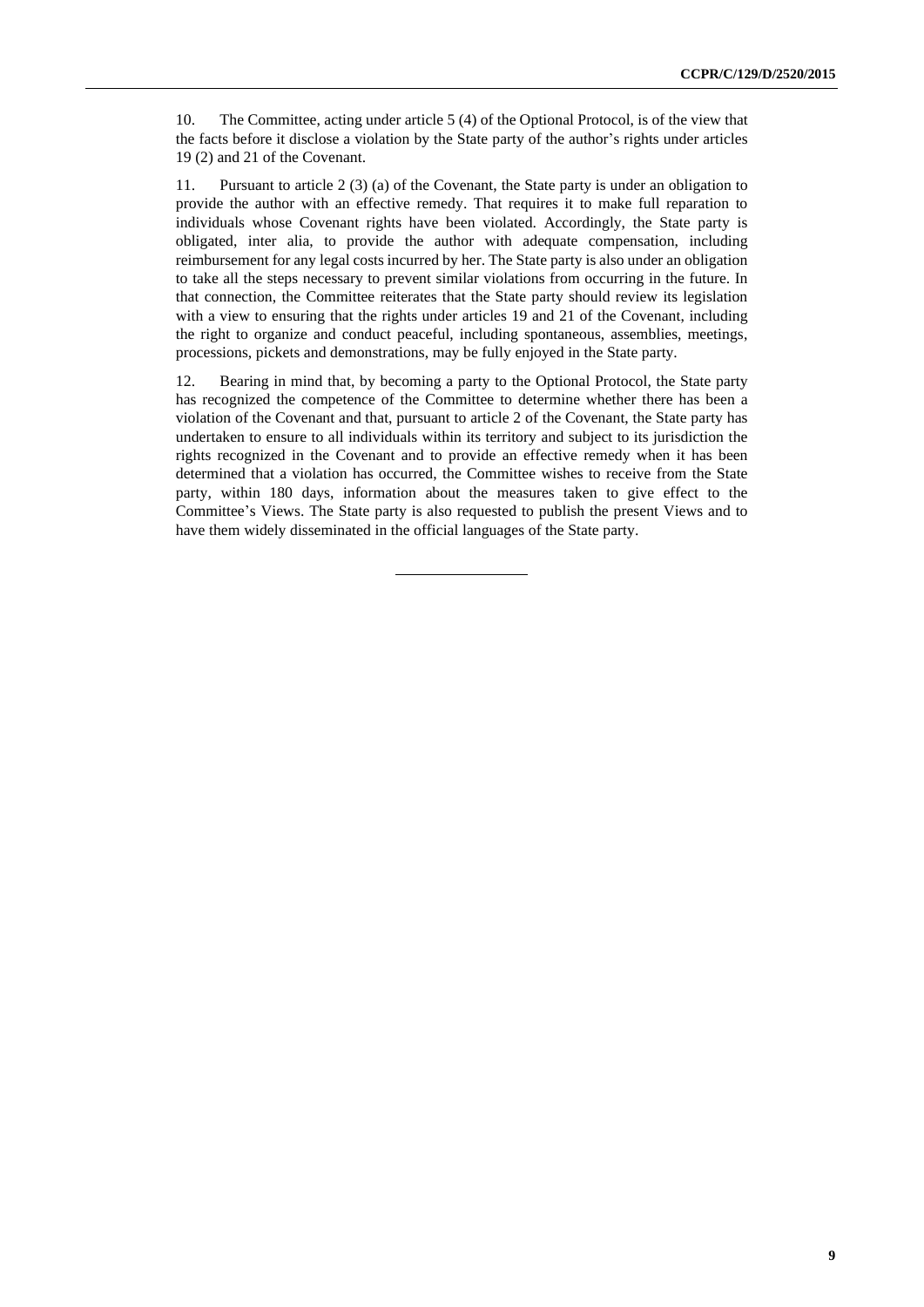10. The Committee, acting under article 5 (4) of the Optional Protocol, is of the view that the facts before it disclose a violation by the State party of the author's rights under articles 19 (2) and 21 of the Covenant.

11. Pursuant to article 2 (3) (a) of the Covenant, the State party is under an obligation to provide the author with an effective remedy. That requires it to make full reparation to individuals whose Covenant rights have been violated. Accordingly, the State party is obligated, inter alia, to provide the author with adequate compensation, including reimbursement for any legal costs incurred by her. The State party is also under an obligation to take all the steps necessary to prevent similar violations from occurring in the future. In that connection, the Committee reiterates that the State party should review its legislation with a view to ensuring that the rights under articles 19 and 21 of the Covenant, including the right to organize and conduct peaceful, including spontaneous, assemblies, meetings, processions, pickets and demonstrations, may be fully enjoyed in the State party.

12. Bearing in mind that, by becoming a party to the Optional Protocol, the State party has recognized the competence of the Committee to determine whether there has been a violation of the Covenant and that, pursuant to article 2 of the Covenant, the State party has undertaken to ensure to all individuals within its territory and subject to its jurisdiction the rights recognized in the Covenant and to provide an effective remedy when it has been determined that a violation has occurred, the Committee wishes to receive from the State party, within 180 days, information about the measures taken to give effect to the Committee's Views. The State party is also requested to publish the present Views and to have them widely disseminated in the official languages of the State party.